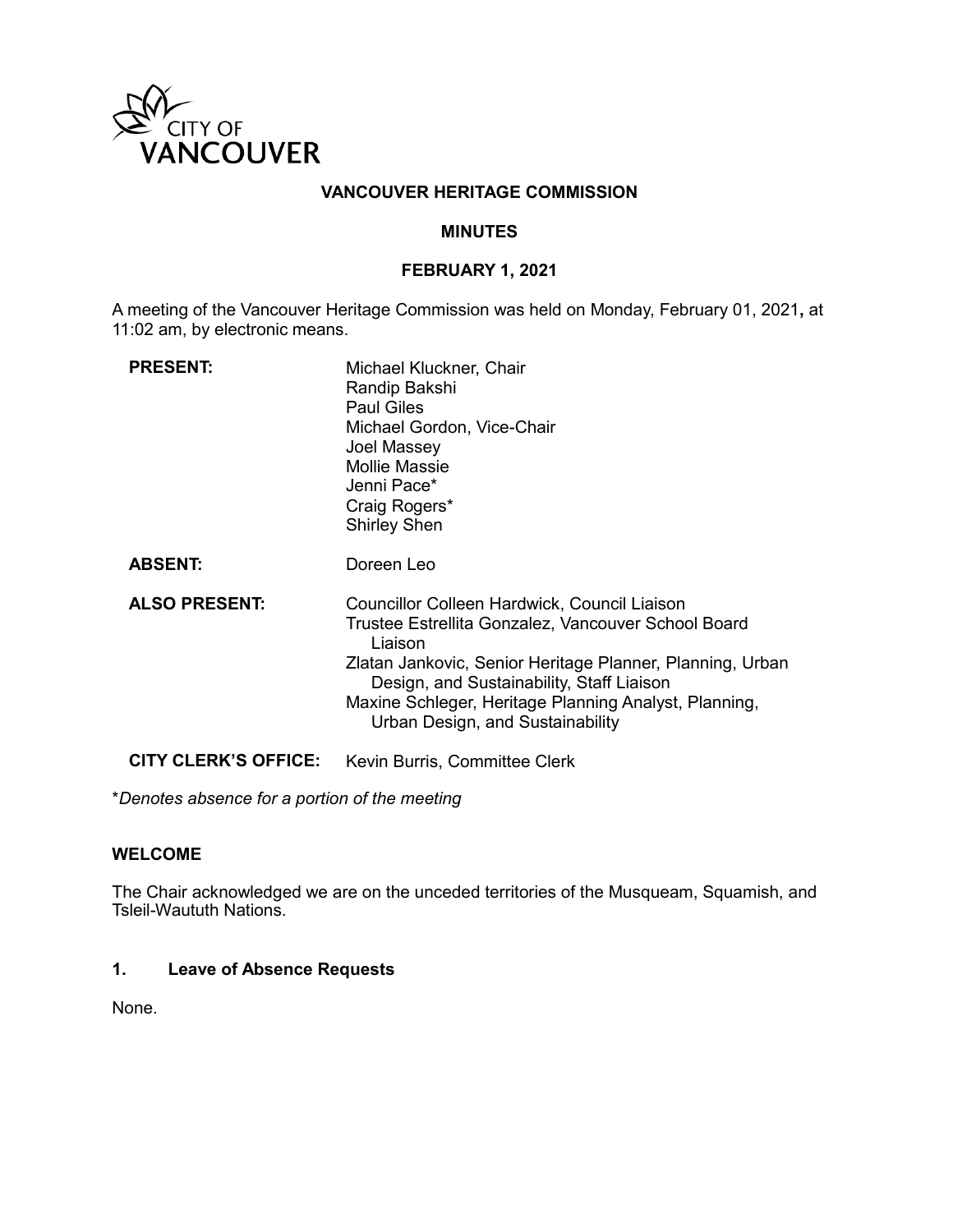CITY OF VANCOUVER

# VANCOUVER HERITAGE COMMISSION

## MINUTES

## FEBRUARY 1, 2021

A meeting of the Vancouver Heritage Commission was held on Monday, February 01, 2021**,** at 11:02 am, by electronic means.

| | |
|---|---|
| **PRESENT:** | Michael Kluckner, Chair<br>Randip Bakshi<br>Paul Giles<br>Michael Gordon, Vice-Chair<br>Joel Massey<br>Mollie Massie<br>Jenni Pace*<br>Craig Rogers*<br>Shirley Shen |
| **ABSENT:** | Doreen Leo |
| **ALSO PRESENT:** | Councillor Colleen Hardwick, Council Liaison<br>Trustee Estrellita Gonzalez, Vancouver School Board Liaison<br>Zlatan Jankovic, Senior Heritage Planner, Planning, Urban Design, and Sustainability, Staff Liaison<br>Maxine Schleger, Heritage Planning Analyst, Planning, Urban Design, and Sustainability |
| **CITY CLERK'S OFFICE:** | Kevin Burris, Committee Clerk |

**Denotes absence for a portion of the meeting*

### WELCOME

The Chair acknowledged we are on the unceded territories of the Musqueam, Squamish, and Tsleil-Waututh Nations.

### 1. Leave of Absence Requests

None.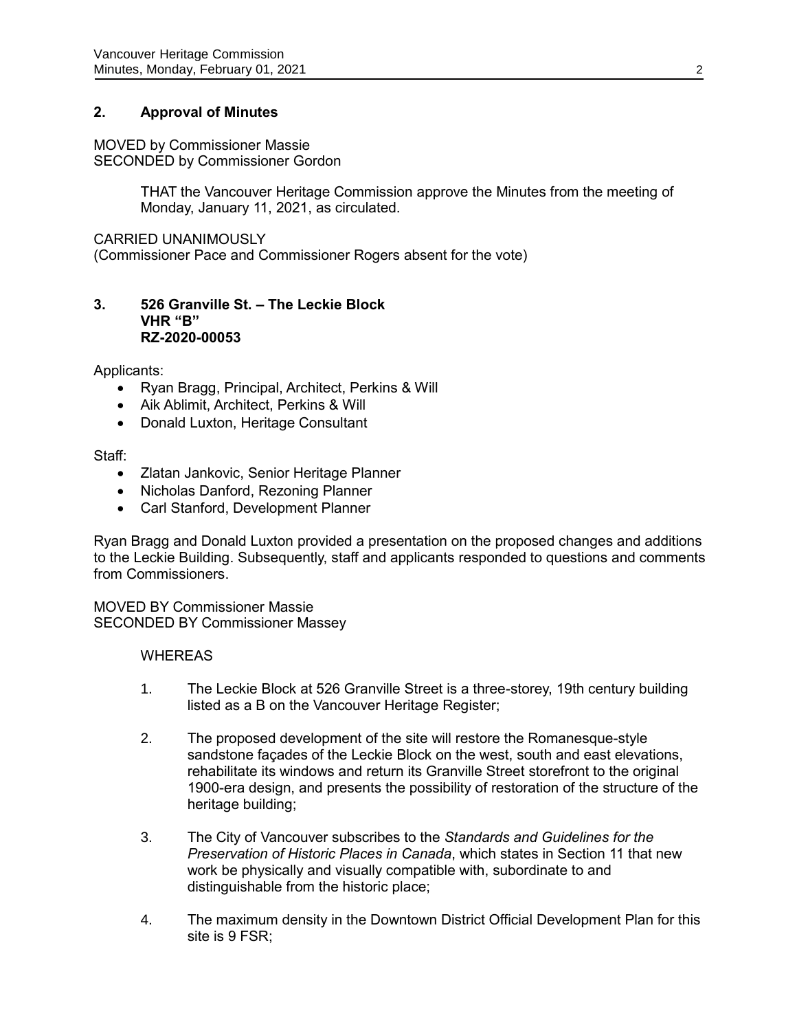## 2. Approval of Minutes

MOVED by Commissioner Massie
SECONDED by Commissioner Gordon

> THAT the Vancouver Heritage Commission approve the Minutes from the meeting of Monday, January 11, 2021, as circulated.

CARRIED UNANIMOUSLY
(Commissioner Pace and Commissioner Rogers absent for the vote)

## 3. 526 Granville St. – The Leckie Block
**VHR "B"**
**RZ-2020-00053**

Applicants:

- Ryan Bragg, Principal, Architect, Perkins & Will
- Aik Ablimit, Architect, Perkins & Will
- Donald Luxton, Heritage Consultant

Staff:

- Zlatan Jankovic, Senior Heritage Planner
- Nicholas Danford, Rezoning Planner
- Carl Stanford, Development Planner

Ryan Bragg and Donald Luxton provided a presentation on the proposed changes and additions to the Leckie Building. Subsequently, staff and applicants responded to questions and comments from Commissioners.

MOVED BY Commissioner Massie
SECONDED BY Commissioner Massey

WHEREAS

1. The Leckie Block at 526 Granville Street is a three-storey, 19th century building listed as a B on the Vancouver Heritage Register;

2. The proposed development of the site will restore the Romanesque-style sandstone façades of the Leckie Block on the west, south and east elevations, rehabilitate its windows and return its Granville Street storefront to the original 1900-era design, and presents the possibility of restoration of the structure of the heritage building;

3. The City of Vancouver subscribes to the *Standards and Guidelines for the Preservation of Historic Places in Canada*, which states in Section 11 that new work be physically and visually compatible with, subordinate to and distinguishable from the historic place;

4. The maximum density in the Downtown District Official Development Plan for this site is 9 FSR;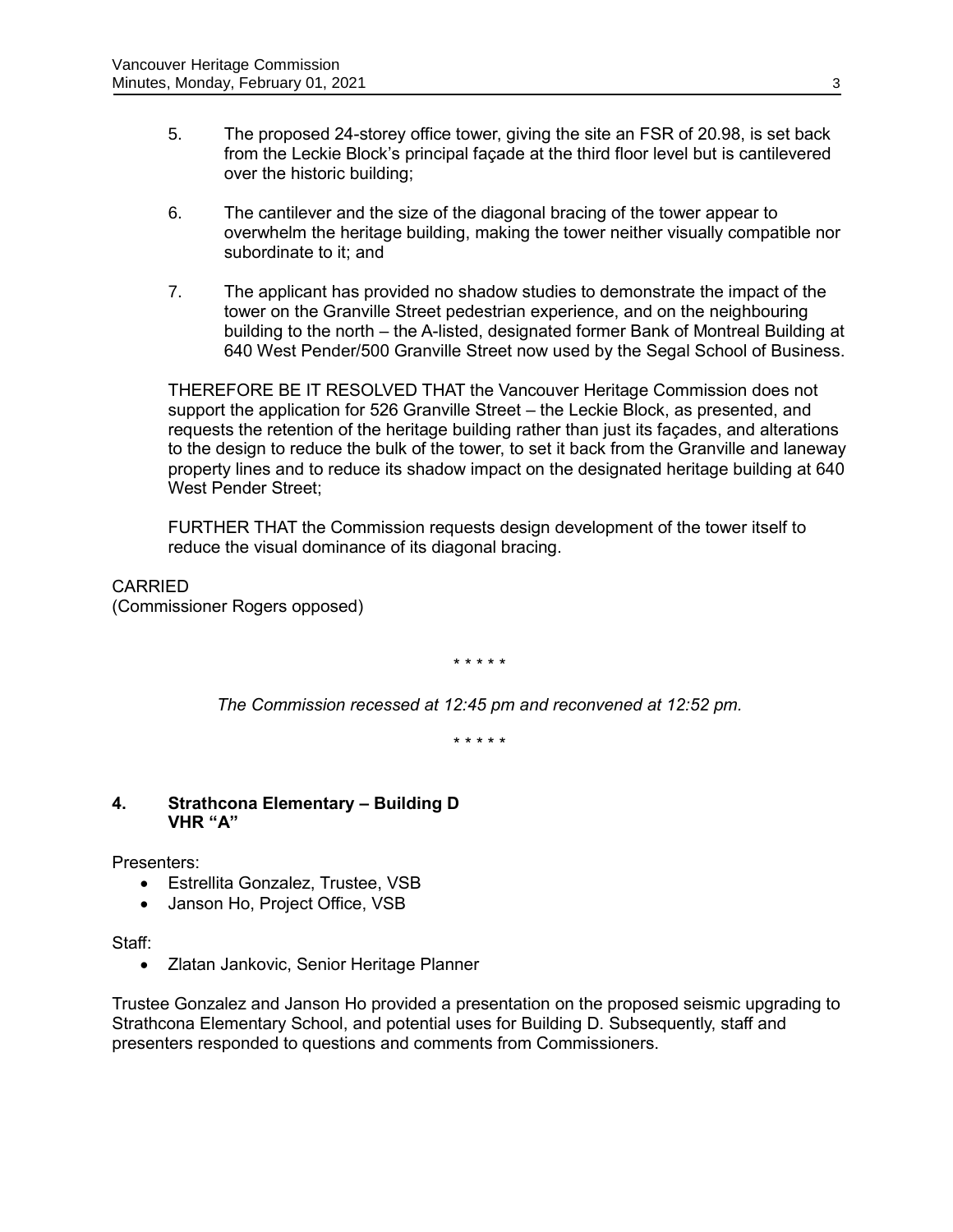5. The proposed 24-storey office tower, giving the site an FSR of 20.98, is set back from the Leckie Block's principal façade at the third floor level but is cantilevered over the historic building;

6. The cantilever and the size of the diagonal bracing of the tower appear to overwhelm the heritage building, making the tower neither visually compatible nor subordinate to it; and

7. The applicant has provided no shadow studies to demonstrate the impact of the tower on the Granville Street pedestrian experience, and on the neighbouring building to the north – the A-listed, designated former Bank of Montreal Building at 640 West Pender/500 Granville Street now used by the Segal School of Business.

THEREFORE BE IT RESOLVED THAT the Vancouver Heritage Commission does not support the application for 526 Granville Street – the Leckie Block, as presented, and requests the retention of the heritage building rather than just its façades, and alterations to the design to reduce the bulk of the tower, to set it back from the Granville and laneway property lines and to reduce its shadow impact on the designated heritage building at 640 West Pender Street;

FURTHER THAT the Commission requests design development of the tower itself to reduce the visual dominance of its diagonal bracing.

CARRIED
(Commissioner Rogers opposed)

\* \* \* \* \*

*The Commission recessed at 12:45 pm and reconvened at 12:52 pm.*

\* \* \* \* \*

## 4. Strathcona Elementary – Building D VHR "A"

Presenters:

- Estrellita Gonzalez, Trustee, VSB
- Janson Ho, Project Office, VSB

Staff:

- Zlatan Jankovic, Senior Heritage Planner

Trustee Gonzalez and Janson Ho provided a presentation on the proposed seismic upgrading to Strathcona Elementary School, and potential uses for Building D. Subsequently, staff and presenters responded to questions and comments from Commissioners.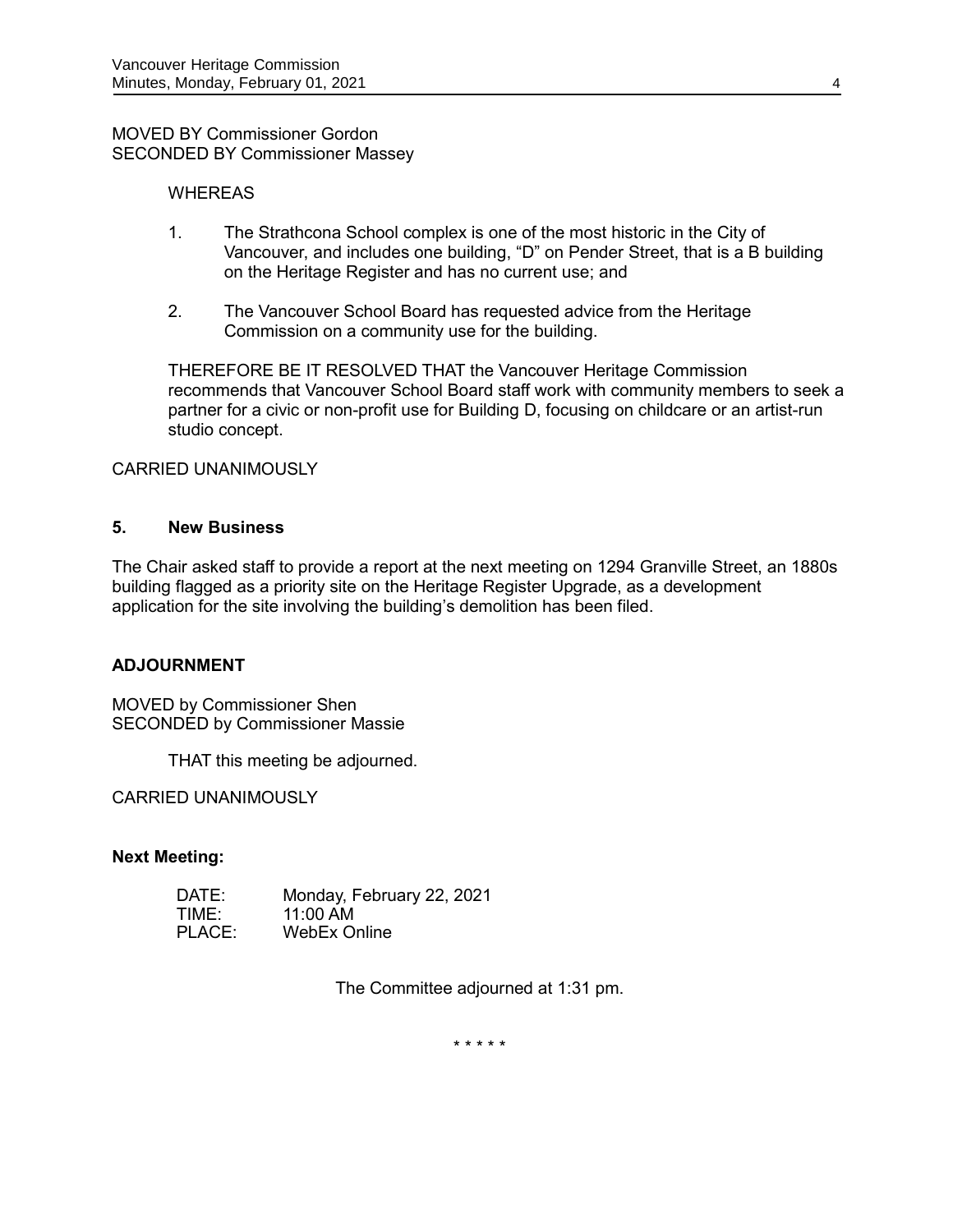MOVED BY Commissioner Gordon
SECONDED BY Commissioner Massey

WHEREAS

1. The Strathcona School complex is one of the most historic in the City of Vancouver, and includes one building, "D" on Pender Street, that is a B building on the Heritage Register and has no current use; and

2. The Vancouver School Board has requested advice from the Heritage Commission on a community use for the building.

THEREFORE BE IT RESOLVED THAT the Vancouver Heritage Commission recommends that Vancouver School Board staff work with community members to seek a partner for a civic or non-profit use for Building D, focusing on childcare or an artist-run studio concept.

CARRIED UNANIMOUSLY

## 5. New Business

The Chair asked staff to provide a report at the next meeting on 1294 Granville Street, an 1880s building flagged as a priority site on the Heritage Register Upgrade, as a development application for the site involving the building's demolition has been filed.

## ADJOURNMENT

MOVED by Commissioner Shen
SECONDED by Commissioner Massie

THAT this meeting be adjourned.

CARRIED UNANIMOUSLY

**Next Meeting:**

DATE: Monday, February 22, 2021
TIME: 11:00 AM
PLACE: WebEx Online

The Committee adjourned at 1:31 pm.

\* \* \* \* \*